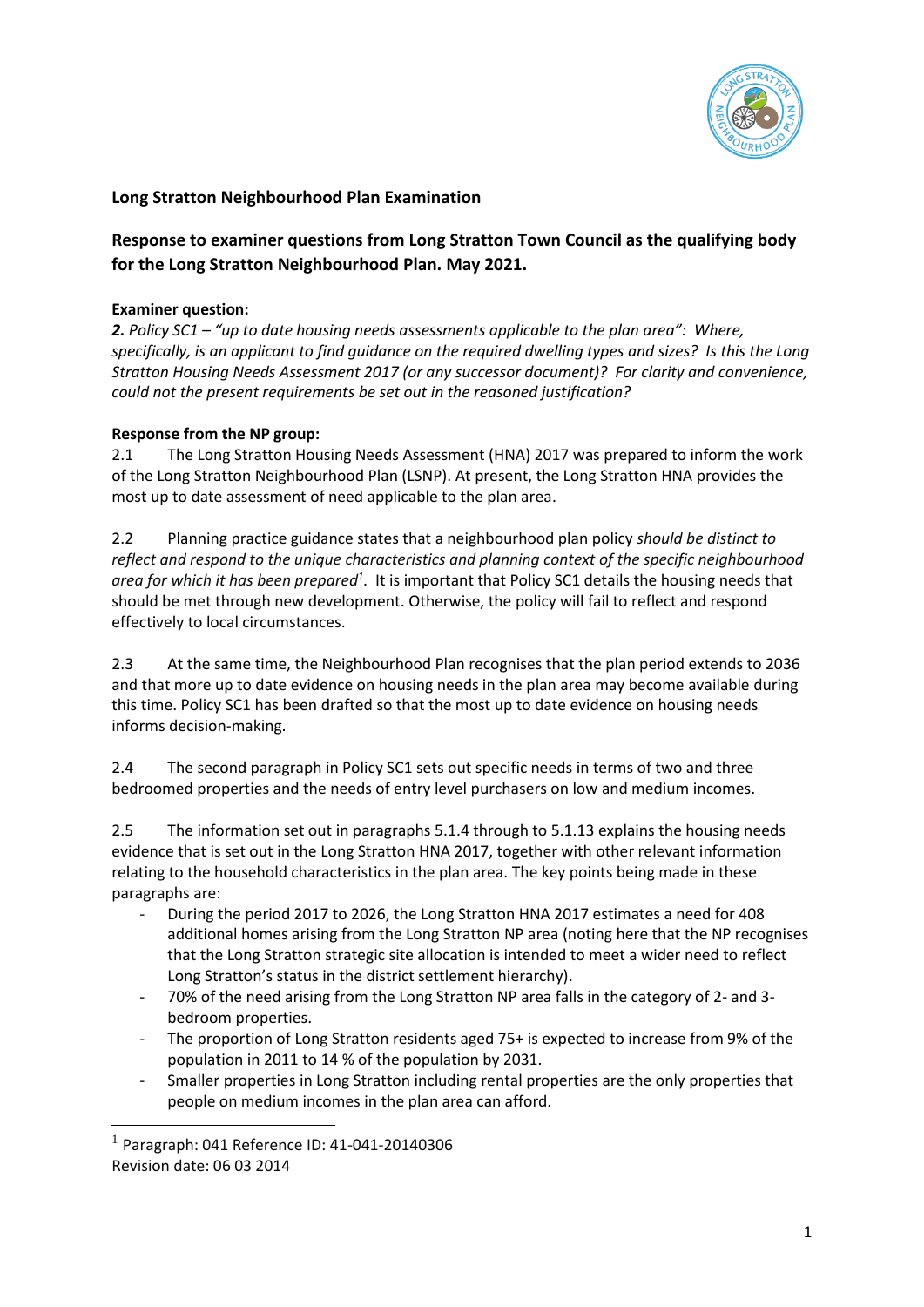## Long Stratton Neighbourhood Plan Examination

## Response to examiner questions from Long Stratton Town Council as the qualifying body for the Long Stratton Neighbourhood Plan. May 2021.

**Examiner question:**

***2.*** *Policy SC1 – "up to date housing needs assessments applicable to the plan area": Where, specifically, is an applicant to find guidance on the required dwelling types and sizes? Is this the Long Stratton Housing Needs Assessment 2017 (or any successor document)? For clarity and convenience, could not the present requirements be set out in the reasoned justification?*

**Response from the NP group:**

2.1 The Long Stratton Housing Needs Assessment (HNA) 2017 was prepared to inform the work of the Long Stratton Neighbourhood Plan (LSNP). At present, the Long Stratton HNA provides the most up to date assessment of need applicable to the plan area.

2.2 Planning practice guidance states that a neighbourhood plan policy *should be distinct to reflect and respond to the unique characteristics and planning context of the specific neighbourhood area for which it has been prepared*[1]. It is important that Policy SC1 details the housing needs that should be met through new development. Otherwise, the policy will fail to reflect and respond effectively to local circumstances.

2.3 At the same time, the Neighbourhood Plan recognises that the plan period extends to 2036 and that more up to date evidence on housing needs in the plan area may become available during this time. Policy SC1 has been drafted so that the most up to date evidence on housing needs informs decision-making.

2.4 The second paragraph in Policy SC1 sets out specific needs in terms of two and three bedroomed properties and the needs of entry level purchasers on low and medium incomes.

2.5 The information set out in paragraphs 5.1.4 through to 5.1.13 explains the housing needs evidence that is set out in the Long Stratton HNA 2017, together with other relevant information relating to the household characteristics in the plan area. The key points being made in these paragraphs are:

- During the period 2017 to 2026, the Long Stratton HNA 2017 estimates a need for 408 additional homes arising from the Long Stratton NP area (noting here that the NP recognises that the Long Stratton strategic site allocation is intended to meet a wider need to reflect Long Stratton's status in the district settlement hierarchy).
- 70% of the need arising from the Long Stratton NP area falls in the category of 2- and 3-bedroom properties.
- The proportion of Long Stratton residents aged 75+ is expected to increase from 9% of the population in 2011 to 14 % of the population by 2031.
- Smaller properties in Long Stratton including rental properties are the only properties that people on medium incomes in the plan area can afford.

[1] Paragraph: 041 Reference ID: 41-041-20140306
Revision date: 06 03 2014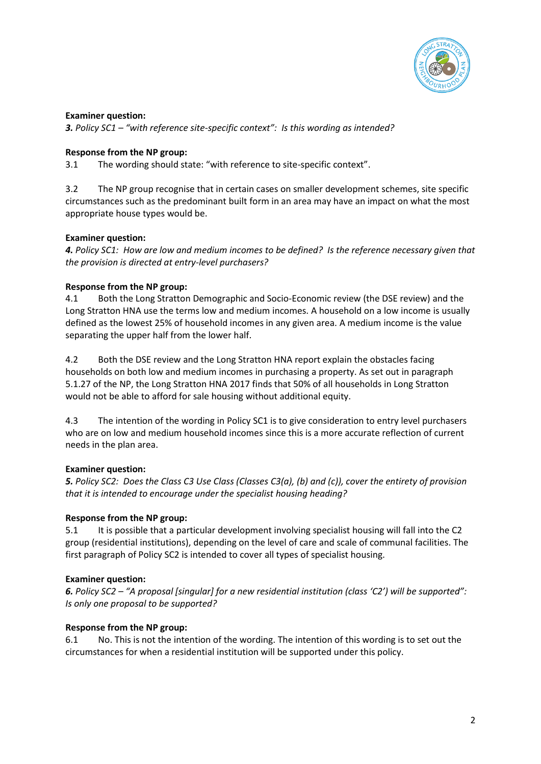**Examiner question:**
***3.** Policy SC1 – "with reference site-specific context": Is this wording as intended?*

**Response from the NP group:**
3.1 The wording should state: "with reference to site-specific context".

3.2 The NP group recognise that in certain cases on smaller development schemes, site specific circumstances such as the predominant built form in an area may have an impact on what the most appropriate house types would be.

**Examiner question:**
***4.** Policy SC1: How are low and medium incomes to be defined? Is the reference necessary given that the provision is directed at entry-level purchasers?*

**Response from the NP group:**
4.1 Both the Long Stratton Demographic and Socio-Economic review (the DSE review) and the Long Stratton HNA use the terms low and medium incomes. A household on a low income is usually defined as the lowest 25% of household incomes in any given area. A medium income is the value separating the upper half from the lower half.

4.2 Both the DSE review and the Long Stratton HNA report explain the obstacles facing households on both low and medium incomes in purchasing a property. As set out in paragraph 5.1.27 of the NP, the Long Stratton HNA 2017 finds that 50% of all households in Long Stratton would not be able to afford for sale housing without additional equity.

4.3 The intention of the wording in Policy SC1 is to give consideration to entry level purchasers who are on low and medium household incomes since this is a more accurate reflection of current needs in the plan area.

**Examiner question:**
***5.** Policy SC2: Does the Class C3 Use Class (Classes C3(a), (b) and (c)), cover the entirety of provision that it is intended to encourage under the specialist housing heading?*

**Response from the NP group:**
5.1 It is possible that a particular development involving specialist housing will fall into the C2 group (residential institutions), depending on the level of care and scale of communal facilities. The first paragraph of Policy SC2 is intended to cover all types of specialist housing.

**Examiner question:**
***6.** Policy SC2 – "A proposal [singular] for a new residential institution (class 'C2') will be supported": Is only one proposal to be supported?*

**Response from the NP group:**
6.1 No. This is not the intention of the wording. The intention of this wording is to set out the circumstances for when a residential institution will be supported under this policy.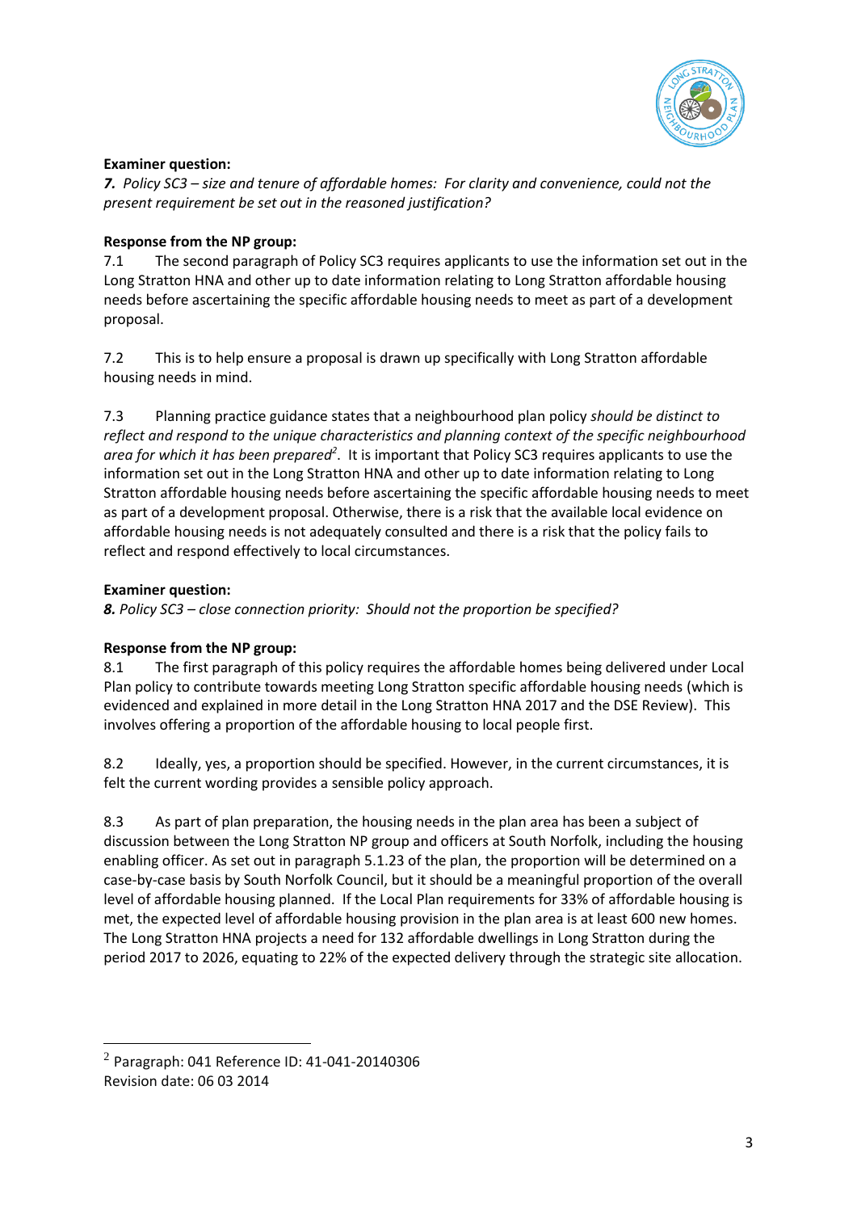**Examiner question:**

***7.*** *Policy SC3 – size and tenure of affordable homes: For clarity and convenience, could not the present requirement be set out in the reasoned justification?*

**Response from the NP group:**

7.1 The second paragraph of Policy SC3 requires applicants to use the information set out in the Long Stratton HNA and other up to date information relating to Long Stratton affordable housing needs before ascertaining the specific affordable housing needs to meet as part of a development proposal.

7.2 This is to help ensure a proposal is drawn up specifically with Long Stratton affordable housing needs in mind.

7.3 Planning practice guidance states that a neighbourhood plan policy *should be distinct to reflect and respond to the unique characteristics and planning context of the specific neighbourhood area for which it has been prepared*[2]. It is important that Policy SC3 requires applicants to use the information set out in the Long Stratton HNA and other up to date information relating to Long Stratton affordable housing needs before ascertaining the specific affordable housing needs to meet as part of a development proposal. Otherwise, there is a risk that the available local evidence on affordable housing needs is not adequately consulted and there is a risk that the policy fails to reflect and respond effectively to local circumstances.

**Examiner question:**

***8.*** *Policy SC3 – close connection priority: Should not the proportion be specified?*

**Response from the NP group:**

8.1 The first paragraph of this policy requires the affordable homes being delivered under Local Plan policy to contribute towards meeting Long Stratton specific affordable housing needs (which is evidenced and explained in more detail in the Long Stratton HNA 2017 and the DSE Review). This involves offering a proportion of the affordable housing to local people first.

8.2 Ideally, yes, a proportion should be specified. However, in the current circumstances, it is felt the current wording provides a sensible policy approach.

8.3 As part of plan preparation, the housing needs in the plan area has been a subject of discussion between the Long Stratton NP group and officers at South Norfolk, including the housing enabling officer. As set out in paragraph 5.1.23 of the plan, the proportion will be determined on a case-by-case basis by South Norfolk Council, but it should be a meaningful proportion of the overall level of affordable housing planned. If the Local Plan requirements for 33% of affordable housing is met, the expected level of affordable housing provision in the plan area is at least 600 new homes. The Long Stratton HNA projects a need for 132 affordable dwellings in Long Stratton during the period 2017 to 2026, equating to 22% of the expected delivery through the strategic site allocation.

---

[2] Paragraph: 041 Reference ID: 41-041-20140306
Revision date: 06 03 2014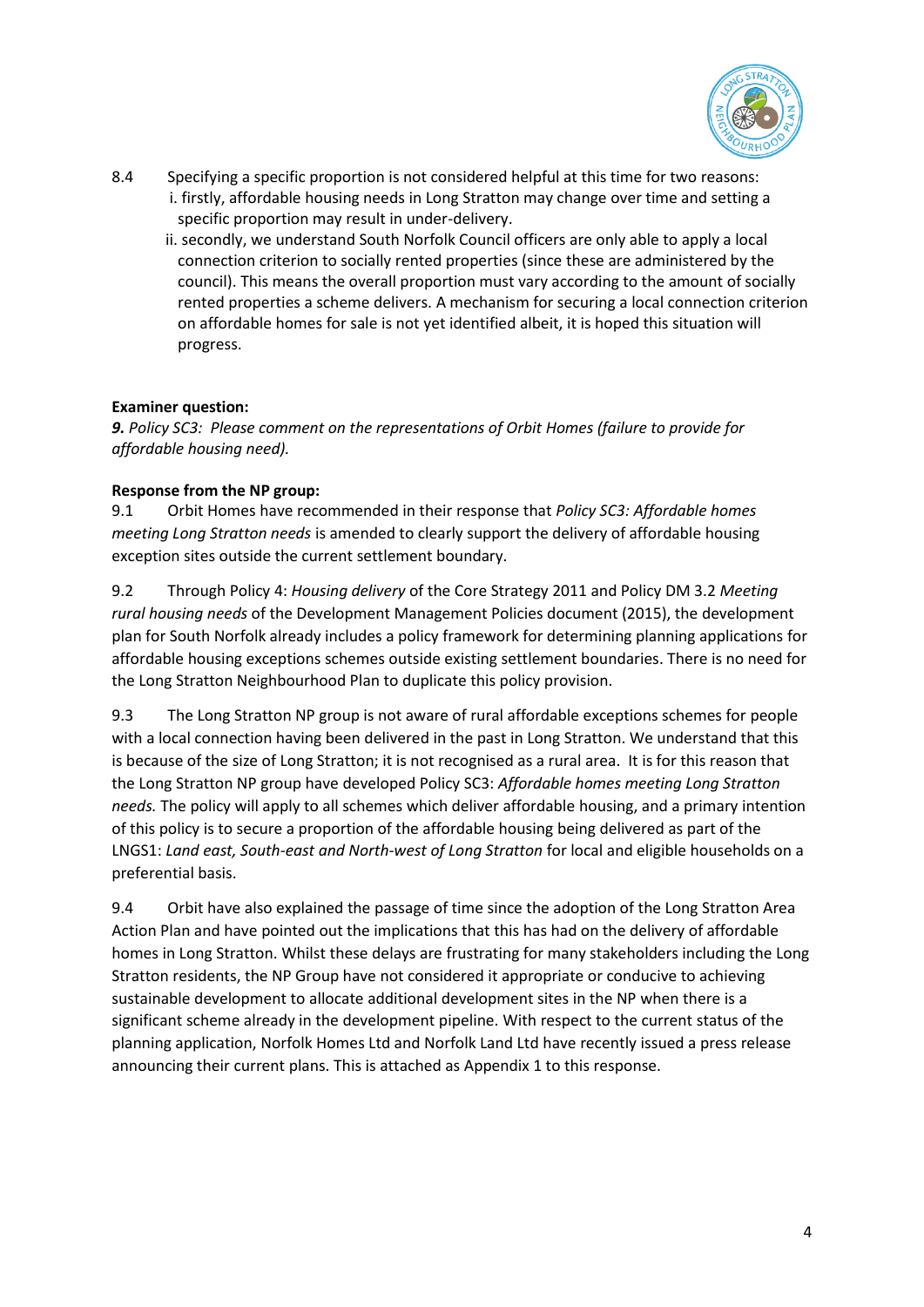8.4 Specifying a specific proportion is not considered helpful at this time for two reasons:

i. firstly, affordable housing needs in Long Stratton may change over time and setting a specific proportion may result in under-delivery.

ii. secondly, we understand South Norfolk Council officers are only able to apply a local connection criterion to socially rented properties (since these are administered by the council). This means the overall proportion must vary according to the amount of socially rented properties a scheme delivers. A mechanism for securing a local connection criterion on affordable homes for sale is not yet identified albeit, it is hoped this situation will progress.

**Examiner question:**

***9.*** *Policy SC3: Please comment on the representations of Orbit Homes (failure to provide for affordable housing need).*

**Response from the NP group:**

9.1 Orbit Homes have recommended in their response that *Policy SC3: Affordable homes meeting Long Stratton needs* is amended to clearly support the delivery of affordable housing exception sites outside the current settlement boundary.

9.2 Through Policy 4: *Housing delivery* of the Core Strategy 2011 and Policy DM 3.2 *Meeting rural housing needs* of the Development Management Policies document (2015), the development plan for South Norfolk already includes a policy framework for determining planning applications for affordable housing exceptions schemes outside existing settlement boundaries. There is no need for the Long Stratton Neighbourhood Plan to duplicate this policy provision.

9.3 The Long Stratton NP group is not aware of rural affordable exceptions schemes for people with a local connection having been delivered in the past in Long Stratton. We understand that this is because of the size of Long Stratton; it is not recognised as a rural area. It is for this reason that the Long Stratton NP group have developed Policy SC3: *Affordable homes meeting Long Stratton needs.* The policy will apply to all schemes which deliver affordable housing, and a primary intention of this policy is to secure a proportion of the affordable housing being delivered as part of the LNGS1: *Land east, South-east and North-west of Long Stratton* for local and eligible households on a preferential basis.

9.4 Orbit have also explained the passage of time since the adoption of the Long Stratton Area Action Plan and have pointed out the implications that this has had on the delivery of affordable homes in Long Stratton. Whilst these delays are frustrating for many stakeholders including the Long Stratton residents, the NP Group have not considered it appropriate or conducive to achieving sustainable development to allocate additional development sites in the NP when there is a significant scheme already in the development pipeline. With respect to the current status of the planning application, Norfolk Homes Ltd and Norfolk Land Ltd have recently issued a press release announcing their current plans. This is attached as Appendix 1 to this response.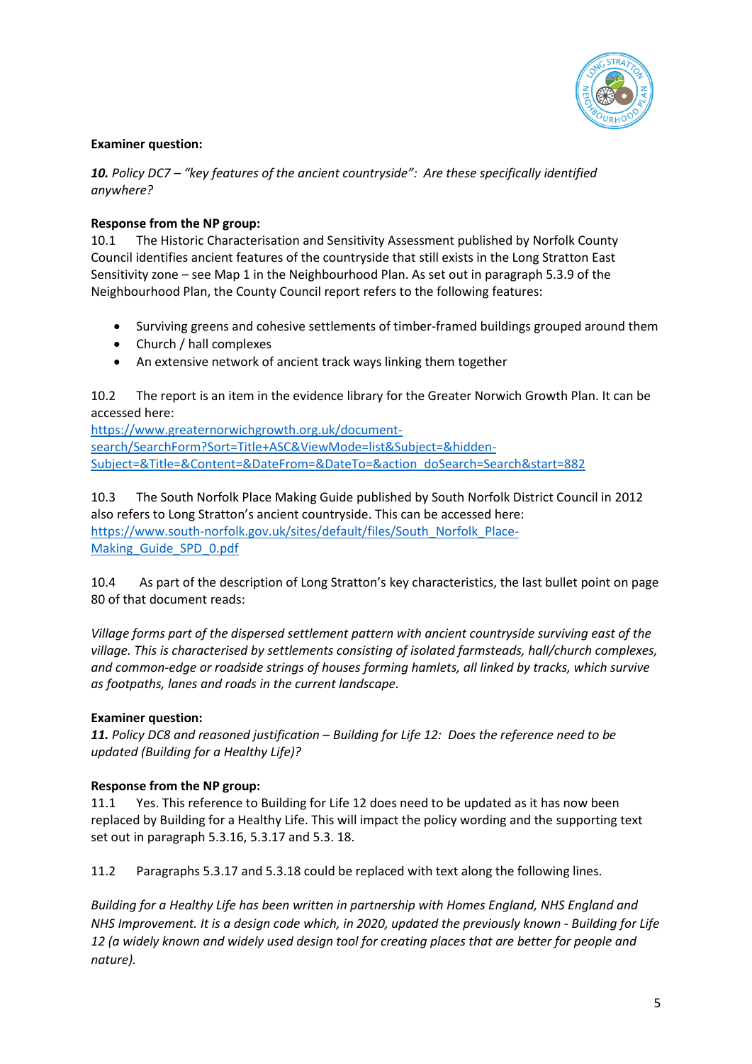**Examiner question:**

***10.*** *Policy DC7 – "key features of the ancient countryside": Are these specifically identified anywhere?*

**Response from the NP group:**

10.1 The Historic Characterisation and Sensitivity Assessment published by Norfolk County Council identifies ancient features of the countryside that still exists in the Long Stratton East Sensitivity zone – see Map 1 in the Neighbourhood Plan. As set out in paragraph 5.3.9 of the Neighbourhood Plan, the County Council report refers to the following features:

- Surviving greens and cohesive settlements of timber-framed buildings grouped around them
- Church / hall complexes
- An extensive network of ancient track ways linking them together

10.2 The report is an item in the evidence library for the Greater Norwich Growth Plan. It can be accessed here:
https://www.greaternorwichgrowth.org.uk/document-search/SearchForm?Sort=Title+ASC&ViewMode=list&Subject=&hidden-Subject=&Title=&Content=&DateFrom=&DateTo=&action_doSearch=Search&start=882

10.3 The South Norfolk Place Making Guide published by South Norfolk District Council in 2012 also refers to Long Stratton's ancient countryside. This can be accessed here:
https://www.south-norfolk.gov.uk/sites/default/files/South_Norfolk_Place-Making_Guide_SPD_0.pdf

10.4 As part of the description of Long Stratton's key characteristics, the last bullet point on page 80 of that document reads:

*Village forms part of the dispersed settlement pattern with ancient countryside surviving east of the village. This is characterised by settlements consisting of isolated farmsteads, hall/church complexes, and common-edge or roadside strings of houses forming hamlets, all linked by tracks, which survive as footpaths, lanes and roads in the current landscape.*

**Examiner question:**

***11.*** *Policy DC8 and reasoned justification – Building for Life 12: Does the reference need to be updated (Building for a Healthy Life)?*

**Response from the NP group:**

11.1 Yes. This reference to Building for Life 12 does need to be updated as it has now been replaced by Building for a Healthy Life. This will impact the policy wording and the supporting text set out in paragraph 5.3.16, 5.3.17 and 5.3. 18.

11.2 Paragraphs 5.3.17 and 5.3.18 could be replaced with text along the following lines.

*Building for a Healthy Life has been written in partnership with Homes England, NHS England and NHS Improvement. It is a design code which, in 2020, updated the previously known - Building for Life 12 (a widely known and widely used design tool for creating places that are better for people and nature).*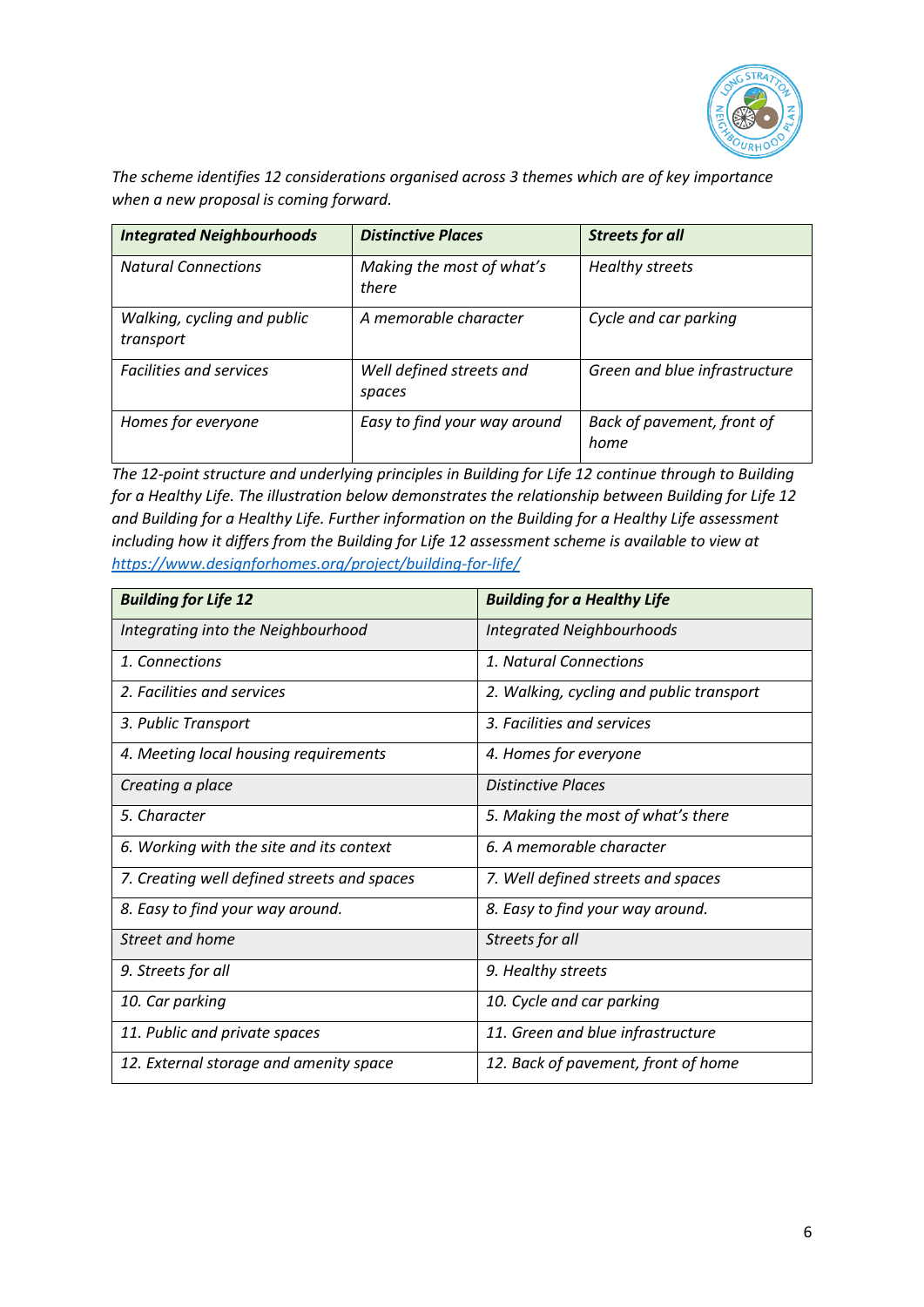*The scheme identifies 12 considerations organised across 3 themes which are of key importance when a new proposal is coming forward.*

| ***Integrated Neighbourhoods*** | ***Distinctive Places*** | ***Streets for all*** |
|---|---|---|
| *Natural Connections* | *Making the most of what's there* | *Healthy streets* |
| *Walking, cycling and public transport* | *A memorable character* | *Cycle and car parking* |
| *Facilities and services* | *Well defined streets and spaces* | *Green and blue infrastructure* |
| *Homes for everyone* | *Easy to find your way around* | *Back of pavement, front of home* |

*The 12-point structure and underlying principles in Building for Life 12 continue through to Building for a Healthy Life. The illustration below demonstrates the relationship between Building for Life 12 and Building for a Healthy Life. Further information on the Building for a Healthy Life assessment including how it differs from the Building for Life 12 assessment scheme is available to view at* [*https://www.designforhomes.org/project/building-for-life/*](https://www.designforhomes.org/project/building-for-life/)

| ***Building for Life 12*** | ***Building for a Healthy Life*** |
|---|---|
| *Integrating into the Neighbourhood* | *Integrated Neighbourhoods* |
| *1. Connections* | *1. Natural Connections* |
| *2. Facilities and services* | *2. Walking, cycling and public transport* |
| *3. Public Transport* | *3. Facilities and services* |
| *4. Meeting local housing requirements* | *4. Homes for everyone* |
| *Creating a place* | *Distinctive Places* |
| *5. Character* | *5. Making the most of what's there* |
| *6. Working with the site and its context* | *6. A memorable character* |
| *7. Creating well defined streets and spaces* | *7. Well defined streets and spaces* |
| *8. Easy to find your way around.* | *8. Easy to find your way around.* |
| *Street and home* | *Streets for all* |
| *9. Streets for all* | *9. Healthy streets* |
| *10. Car parking* | *10. Cycle and car parking* |
| *11. Public and private spaces* | *11. Green and blue infrastructure* |
| *12. External storage and amenity space* | *12. Back of pavement, front of home* |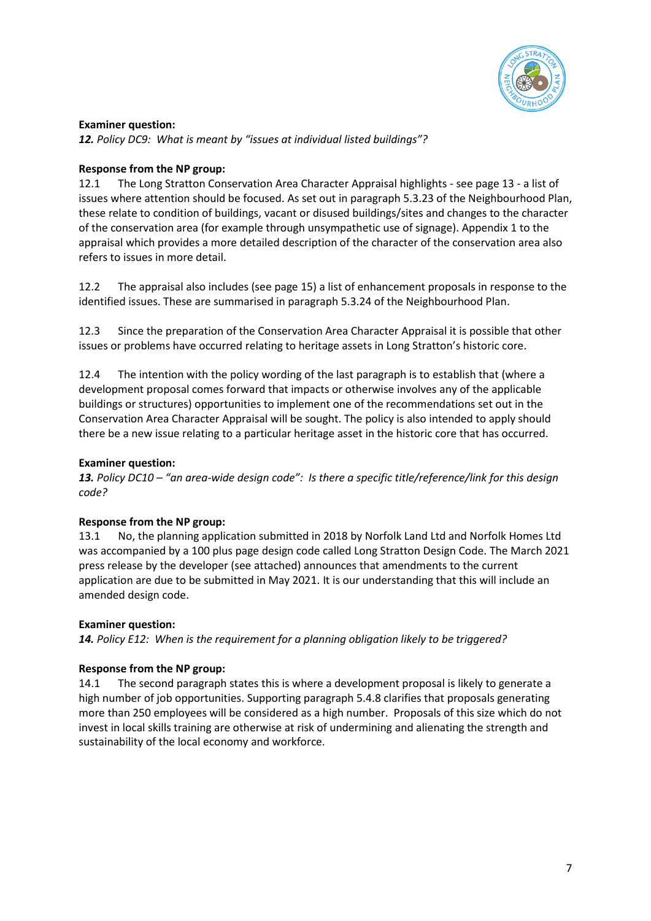**Examiner question:**

***12.*** *Policy DC9: What is meant by "issues at individual listed buildings"?*

**Response from the NP group:**

12.1 The Long Stratton Conservation Area Character Appraisal highlights - see page 13 - a list of issues where attention should be focused. As set out in paragraph 5.3.23 of the Neighbourhood Plan, these relate to condition of buildings, vacant or disused buildings/sites and changes to the character of the conservation area (for example through unsympathetic use of signage). Appendix 1 to the appraisal which provides a more detailed description of the character of the conservation area also refers to issues in more detail.

12.2 The appraisal also includes (see page 15) a list of enhancement proposals in response to the identified issues. These are summarised in paragraph 5.3.24 of the Neighbourhood Plan.

12.3 Since the preparation of the Conservation Area Character Appraisal it is possible that other issues or problems have occurred relating to heritage assets in Long Stratton's historic core.

12.4 The intention with the policy wording of the last paragraph is to establish that (where a development proposal comes forward that impacts or otherwise involves any of the applicable buildings or structures) opportunities to implement one of the recommendations set out in the Conservation Area Character Appraisal will be sought. The policy is also intended to apply should there be a new issue relating to a particular heritage asset in the historic core that has occurred.

**Examiner question:**

***13.*** *Policy DC10 – "an area-wide design code": Is there a specific title/reference/link for this design code?*

**Response from the NP group:**

13.1 No, the planning application submitted in 2018 by Norfolk Land Ltd and Norfolk Homes Ltd was accompanied by a 100 plus page design code called Long Stratton Design Code. The March 2021 press release by the developer (see attached) announces that amendments to the current application are due to be submitted in May 2021. It is our understanding that this will include an amended design code.

**Examiner question:**

***14.*** *Policy E12: When is the requirement for a planning obligation likely to be triggered?*

**Response from the NP group:**

14.1 The second paragraph states this is where a development proposal is likely to generate a high number of job opportunities. Supporting paragraph 5.4.8 clarifies that proposals generating more than 250 employees will be considered as a high number. Proposals of this size which do not invest in local skills training are otherwise at risk of undermining and alienating the strength and sustainability of the local economy and workforce.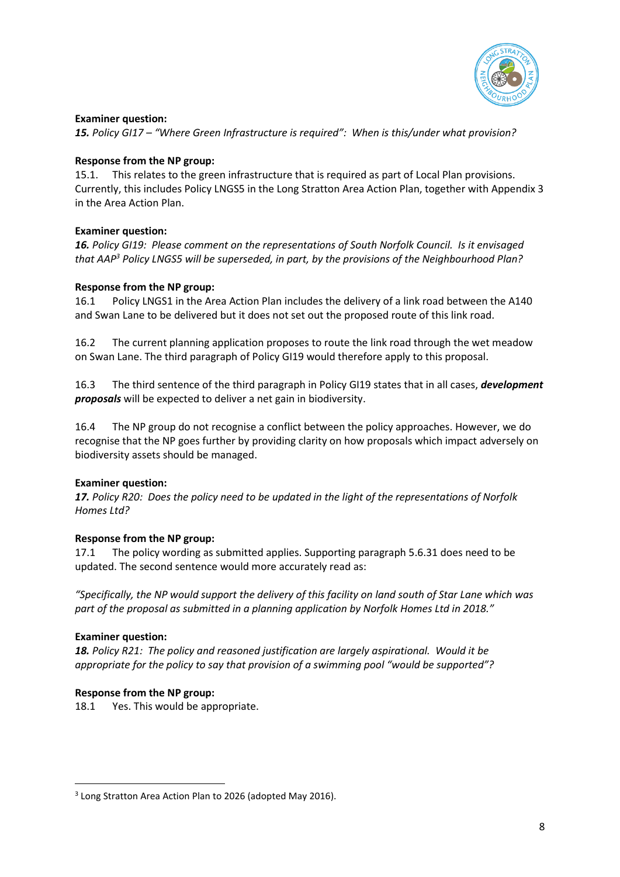**Examiner question:**
***15.*** *Policy GI17 – "Where Green Infrastructure is required": When is this/under what provision?*

**Response from the NP group:**
15.1. This relates to the green infrastructure that is required as part of Local Plan provisions. Currently, this includes Policy LNGS5 in the Long Stratton Area Action Plan, together with Appendix 3 in the Area Action Plan.

**Examiner question:**
***16.*** *Policy GI19: Please comment on the representations of South Norfolk Council. Is it envisaged that AAP[3] Policy LNGS5 will be superseded, in part, by the provisions of the Neighbourhood Plan?*

**Response from the NP group:**
16.1 Policy LNGS1 in the Area Action Plan includes the delivery of a link road between the A140 and Swan Lane to be delivered but it does not set out the proposed route of this link road.

16.2 The current planning application proposes to route the link road through the wet meadow on Swan Lane. The third paragraph of Policy GI19 would therefore apply to this proposal.

16.3 The third sentence of the third paragraph in Policy GI19 states that in all cases, ***development proposals*** will be expected to deliver a net gain in biodiversity.

16.4 The NP group do not recognise a conflict between the policy approaches. However, we do recognise that the NP goes further by providing clarity on how proposals which impact adversely on biodiversity assets should be managed.

**Examiner question:**
***17.*** *Policy R20: Does the policy need to be updated in the light of the representations of Norfolk Homes Ltd?*

**Response from the NP group:**
17.1 The policy wording as submitted applies. Supporting paragraph 5.6.31 does need to be updated. The second sentence would more accurately read as:

*"Specifically, the NP would support the delivery of this facility on land south of Star Lane which was part of the proposal as submitted in a planning application by Norfolk Homes Ltd in 2018."*

**Examiner question:**
***18.*** *Policy R21: The policy and reasoned justification are largely aspirational. Would it be appropriate for the policy to say that provision of a swimming pool "would be supported"?*

**Response from the NP group:**
18.1 Yes. This would be appropriate.

---

[3] Long Stratton Area Action Plan to 2026 (adopted May 2016).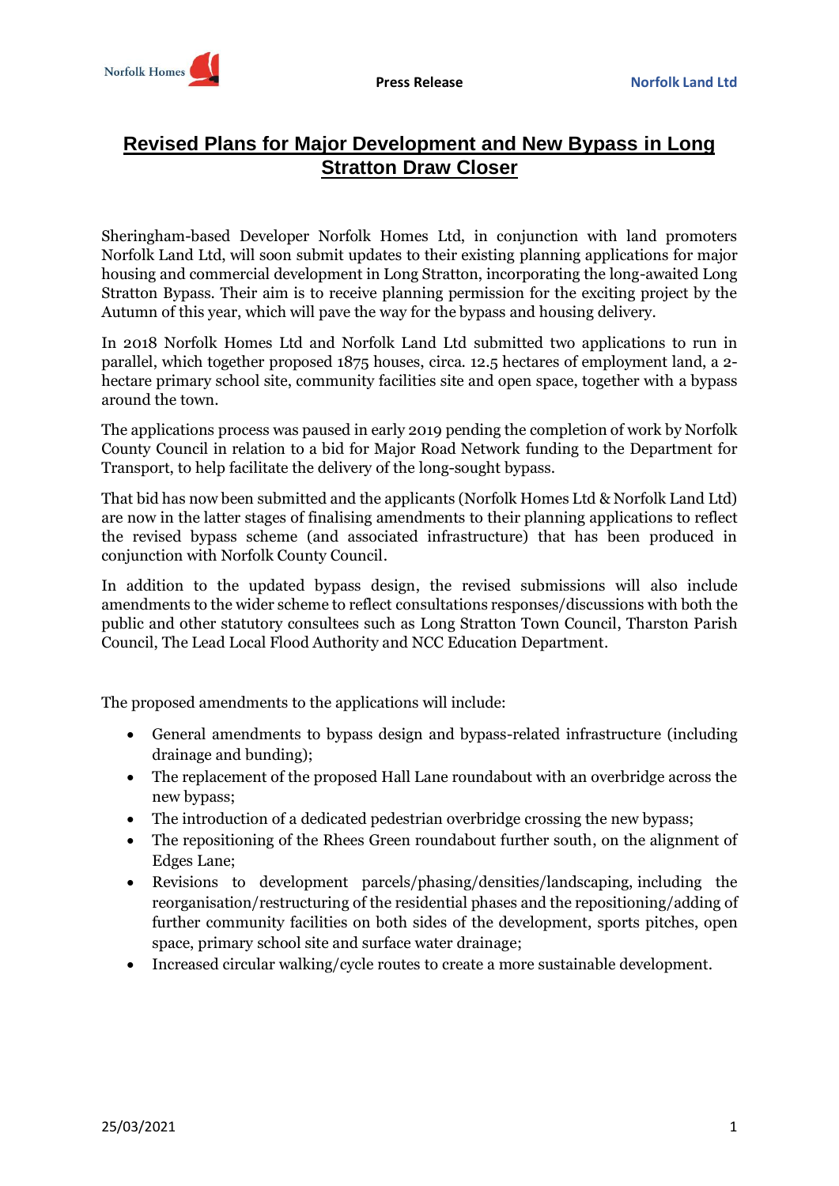Norfolk Homes

**Press Release**

**Norfolk Land Ltd**

# Revised Plans for Major Development and New Bypass in Long Stratton Draw Closer

Sheringham-based Developer Norfolk Homes Ltd, in conjunction with land promoters Norfolk Land Ltd, will soon submit updates to their existing planning applications for major housing and commercial development in Long Stratton, incorporating the long-awaited Long Stratton Bypass. Their aim is to receive planning permission for the exciting project by the Autumn of this year, which will pave the way for the bypass and housing delivery.

In 2018 Norfolk Homes Ltd and Norfolk Land Ltd submitted two applications to run in parallel, which together proposed 1875 houses, circa. 12.5 hectares of employment land, a 2-hectare primary school site, community facilities site and open space, together with a bypass around the town.

The applications process was paused in early 2019 pending the completion of work by Norfolk County Council in relation to a bid for Major Road Network funding to the Department for Transport, to help facilitate the delivery of the long-sought bypass.

That bid has now been submitted and the applicants (Norfolk Homes Ltd & Norfolk Land Ltd) are now in the latter stages of finalising amendments to their planning applications to reflect the revised bypass scheme (and associated infrastructure) that has been produced in conjunction with Norfolk County Council.

In addition to the updated bypass design, the revised submissions will also include amendments to the wider scheme to reflect consultations responses/discussions with both the public and other statutory consultees such as Long Stratton Town Council, Tharston Parish Council, The Lead Local Flood Authority and NCC Education Department.

The proposed amendments to the applications will include:

- General amendments to bypass design and bypass-related infrastructure (including drainage and bunding);
- The replacement of the proposed Hall Lane roundabout with an overbridge across the new bypass;
- The introduction of a dedicated pedestrian overbridge crossing the new bypass;
- The repositioning of the Rhees Green roundabout further south, on the alignment of Edges Lane;
- Revisions to development parcels/phasing/densities/landscaping, including the reorganisation/restructuring of the residential phases and the repositioning/adding of further community facilities on both sides of the development, sports pitches, open space, primary school site and surface water drainage;
- Increased circular walking/cycle routes to create a more sustainable development.

25/03/2021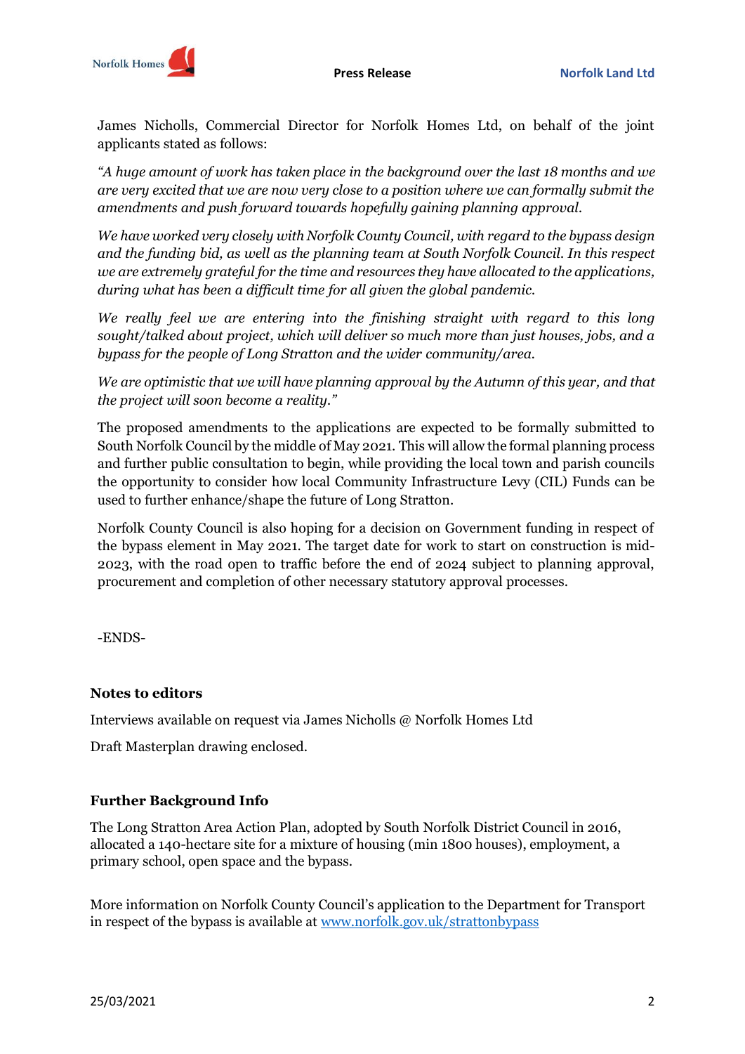James Nicholls, Commercial Director for Norfolk Homes Ltd, on behalf of the joint applicants stated as follows:

*"A huge amount of work has taken place in the background over the last 18 months and we are very excited that we are now very close to a position where we can formally submit the amendments and push forward towards hopefully gaining planning approval.*

*We have worked very closely with Norfolk County Council, with regard to the bypass design and the funding bid, as well as the planning team at South Norfolk Council. In this respect we are extremely grateful for the time and resources they have allocated to the applications, during what has been a difficult time for all given the global pandemic.*

*We really feel we are entering into the finishing straight with regard to this long sought/talked about project, which will deliver so much more than just houses, jobs, and a bypass for the people of Long Stratton and the wider community/area.*

*We are optimistic that we will have planning approval by the Autumn of this year, and that the project will soon become a reality."*

The proposed amendments to the applications are expected to be formally submitted to South Norfolk Council by the middle of May 2021. This will allow the formal planning process and further public consultation to begin, while providing the local town and parish councils the opportunity to consider how local Community Infrastructure Levy (CIL) Funds can be used to further enhance/shape the future of Long Stratton.

Norfolk County Council is also hoping for a decision on Government funding in respect of the bypass element in May 2021. The target date for work to start on construction is mid-2023, with the road open to traffic before the end of 2024 subject to planning approval, procurement and completion of other necessary statutory approval processes.

-ENDS-

**Notes to editors**

Interviews available on request via James Nicholls @ Norfolk Homes Ltd

Draft Masterplan drawing enclosed.

**Further Background Info**

The Long Stratton Area Action Plan, adopted by South Norfolk District Council in 2016, allocated a 140-hectare site for a mixture of housing (min 1800 houses), employment, a primary school, open space and the bypass.

More information on Norfolk County Council's application to the Department for Transport in respect of the bypass is available at [www.norfolk.gov.uk/strattonbypass](www.norfolk.gov.uk/strattonbypass)

25/03/2021